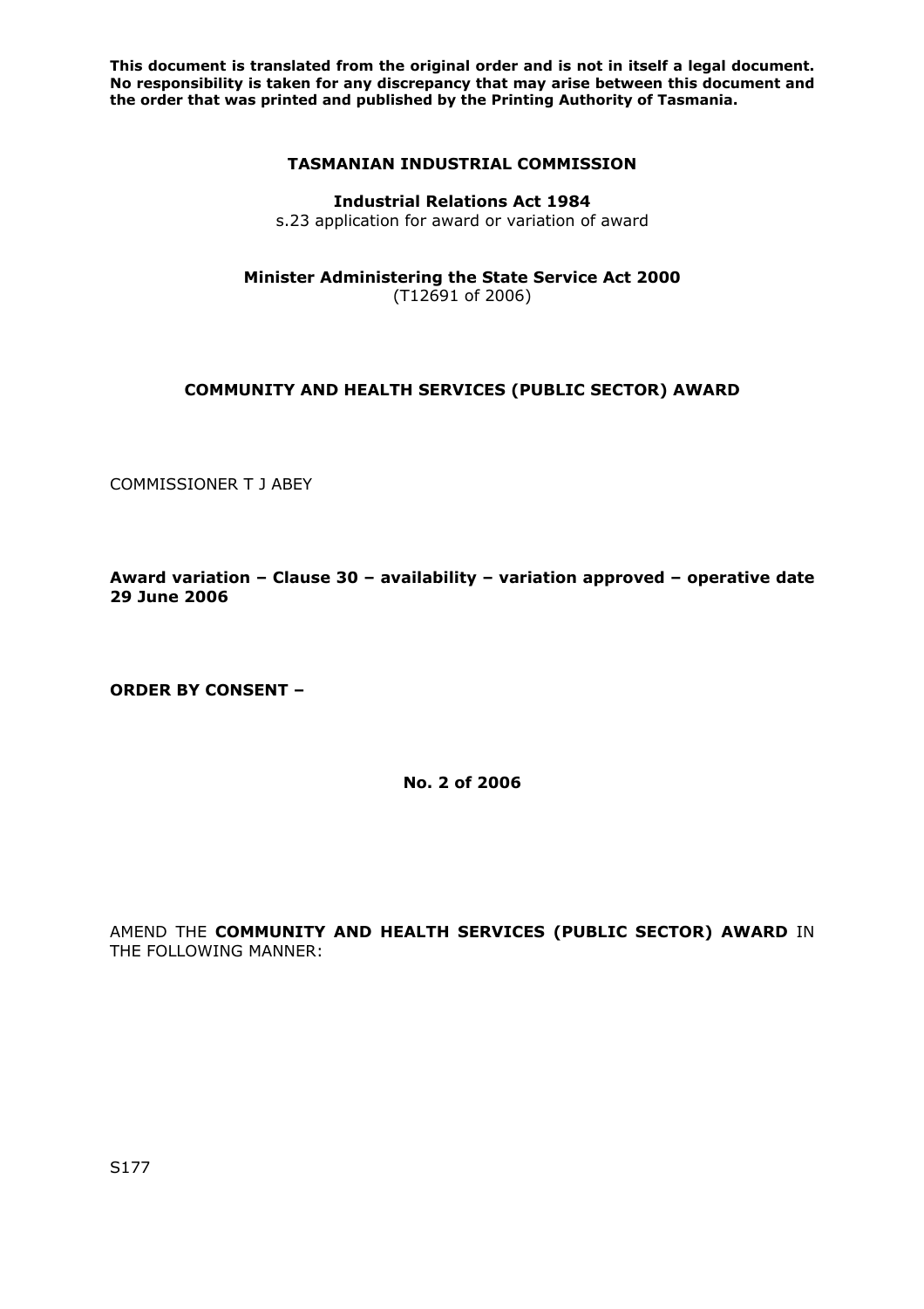**This document is translated from the original order and is not in itself a legal document. No responsibility is taken for any discrepancy that may arise between this document and the order that was printed and published by the Printing Authority of Tasmania.**

**TASMANIAN INDUSTRIAL COMMISSION**

**Industrial Relations Act 1984**
s.23 application for award or variation of award

**Minister Administering the State Service Act 2000**
(T12691 of 2006)

**COMMUNITY AND HEALTH SERVICES (PUBLIC SECTOR) AWARD**

COMMISSIONER T J ABEY

**Award variation – Clause 30 – availability – variation approved – operative date 29 June 2006**

**ORDER BY CONSENT –**

**No. 2 of 2006**

AMEND THE **COMMUNITY AND HEALTH SERVICES (PUBLIC SECTOR) AWARD** IN THE FOLLOWING MANNER:

S177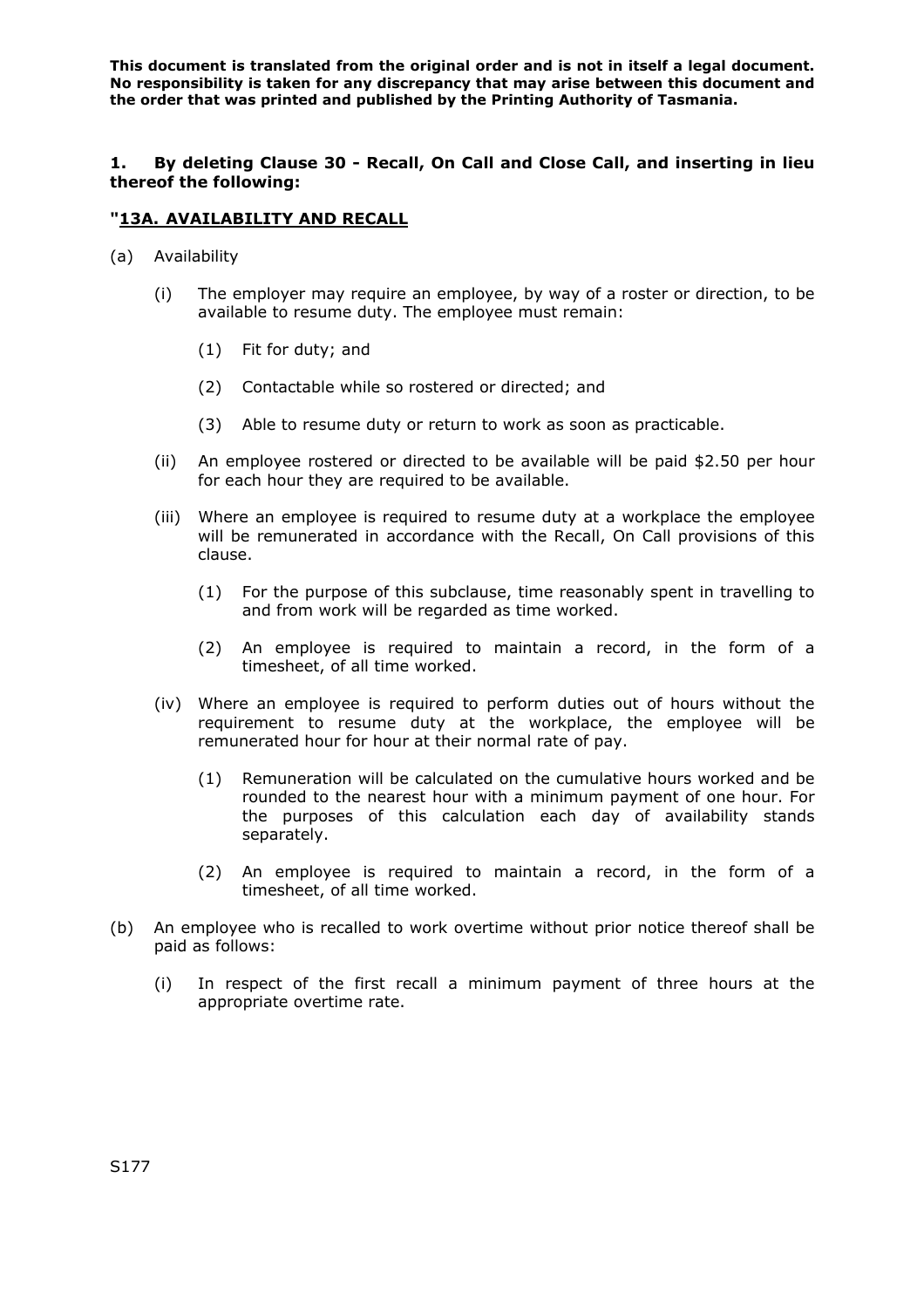**This document is translated from the original order and is not in itself a legal document. No responsibility is taken for any discrepancy that may arise between this document and the order that was printed and published by the Printing Authority of Tasmania.**

**1. By deleting Clause 30 - Recall, On Call and Close Call, and inserting in lieu thereof the following:**

**"<u>13A. AVAILABILITY AND RECALL</u>**

(a) Availability

(i) The employer may require an employee, by way of a roster or direction, to be available to resume duty. The employee must remain:

(1) Fit for duty; and

(2) Contactable while so rostered or directed; and

(3) Able to resume duty or return to work as soon as practicable.

(ii) An employee rostered or directed to be available will be paid $2.50 per hour for each hour they are required to be available.

(iii) Where an employee is required to resume duty at a workplace the employee will be remunerated in accordance with the Recall, On Call provisions of this clause.

(1) For the purpose of this subclause, time reasonably spent in travelling to and from work will be regarded as time worked.

(2) An employee is required to maintain a record, in the form of a timesheet, of all time worked.

(iv) Where an employee is required to perform duties out of hours without the requirement to resume duty at the workplace, the employee will be remunerated hour for hour at their normal rate of pay.

(1) Remuneration will be calculated on the cumulative hours worked and be rounded to the nearest hour with a minimum payment of one hour. For the purposes of this calculation each day of availability stands separately.

(2) An employee is required to maintain a record, in the form of a timesheet, of all time worked.

(b) An employee who is recalled to work overtime without prior notice thereof shall be paid as follows:

(i) In respect of the first recall a minimum payment of three hours at the appropriate overtime rate.

S177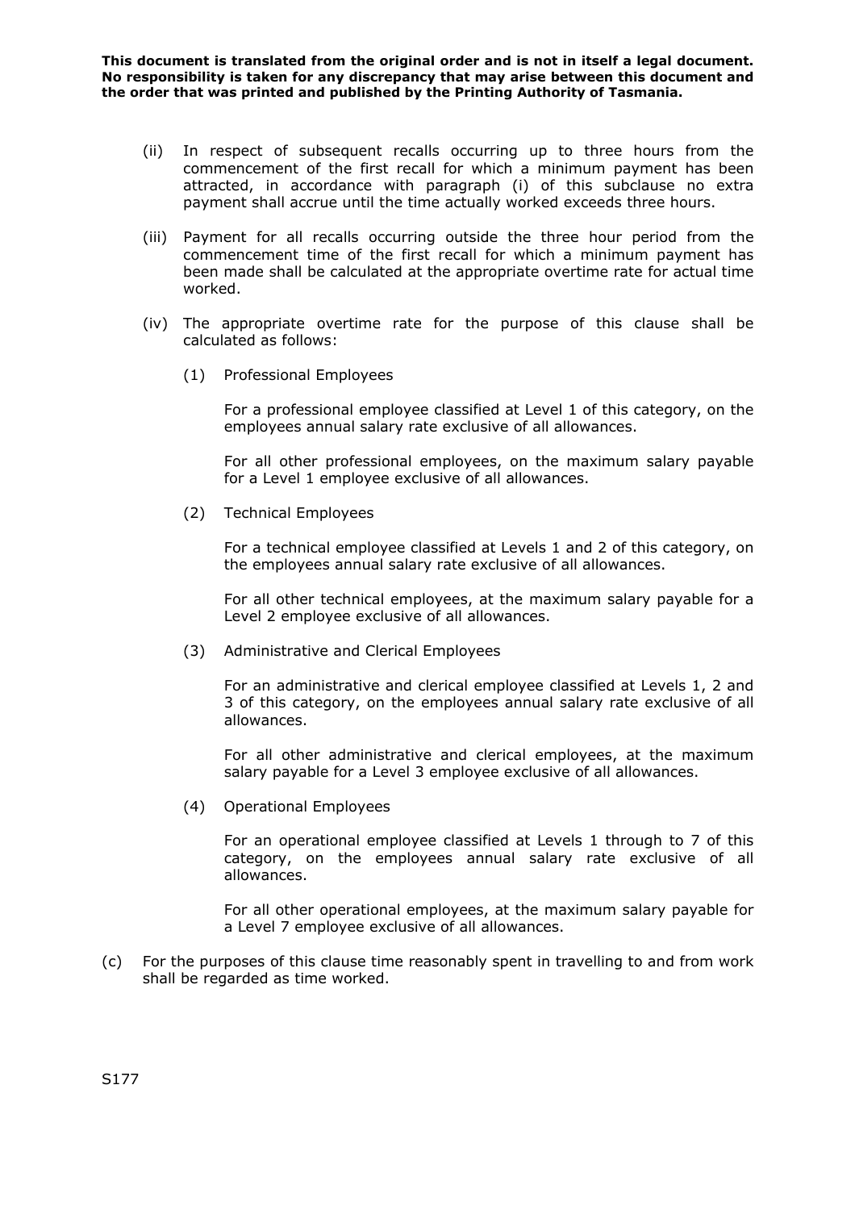(ii) In respect of subsequent recalls occurring up to three hours from the commencement of the first recall for which a minimum payment has been attracted, in accordance with paragraph (i) of this subclause no extra payment shall accrue until the time actually worked exceeds three hours.

(iii) Payment for all recalls occurring outside the three hour period from the commencement time of the first recall for which a minimum payment has been made shall be calculated at the appropriate overtime rate for actual time worked.

(iv) The appropriate overtime rate for the purpose of this clause shall be calculated as follows:

(1) Professional Employees

For a professional employee classified at Level 1 of this category, on the employees annual salary rate exclusive of all allowances.

For all other professional employees, on the maximum salary payable for a Level 1 employee exclusive of all allowances.

(2) Technical Employees

For a technical employee classified at Levels 1 and 2 of this category, on the employees annual salary rate exclusive of all allowances.

For all other technical employees, at the maximum salary payable for a Level 2 employee exclusive of all allowances.

(3) Administrative and Clerical Employees

For an administrative and clerical employee classified at Levels 1, 2 and 3 of this category, on the employees annual salary rate exclusive of all allowances.

For all other administrative and clerical employees, at the maximum salary payable for a Level 3 employee exclusive of all allowances.

(4) Operational Employees

For an operational employee classified at Levels 1 through to 7 of this category, on the employees annual salary rate exclusive of all allowances.

For all other operational employees, at the maximum salary payable for a Level 7 employee exclusive of all allowances.

(c) For the purposes of this clause time reasonably spent in travelling to and from work shall be regarded as time worked.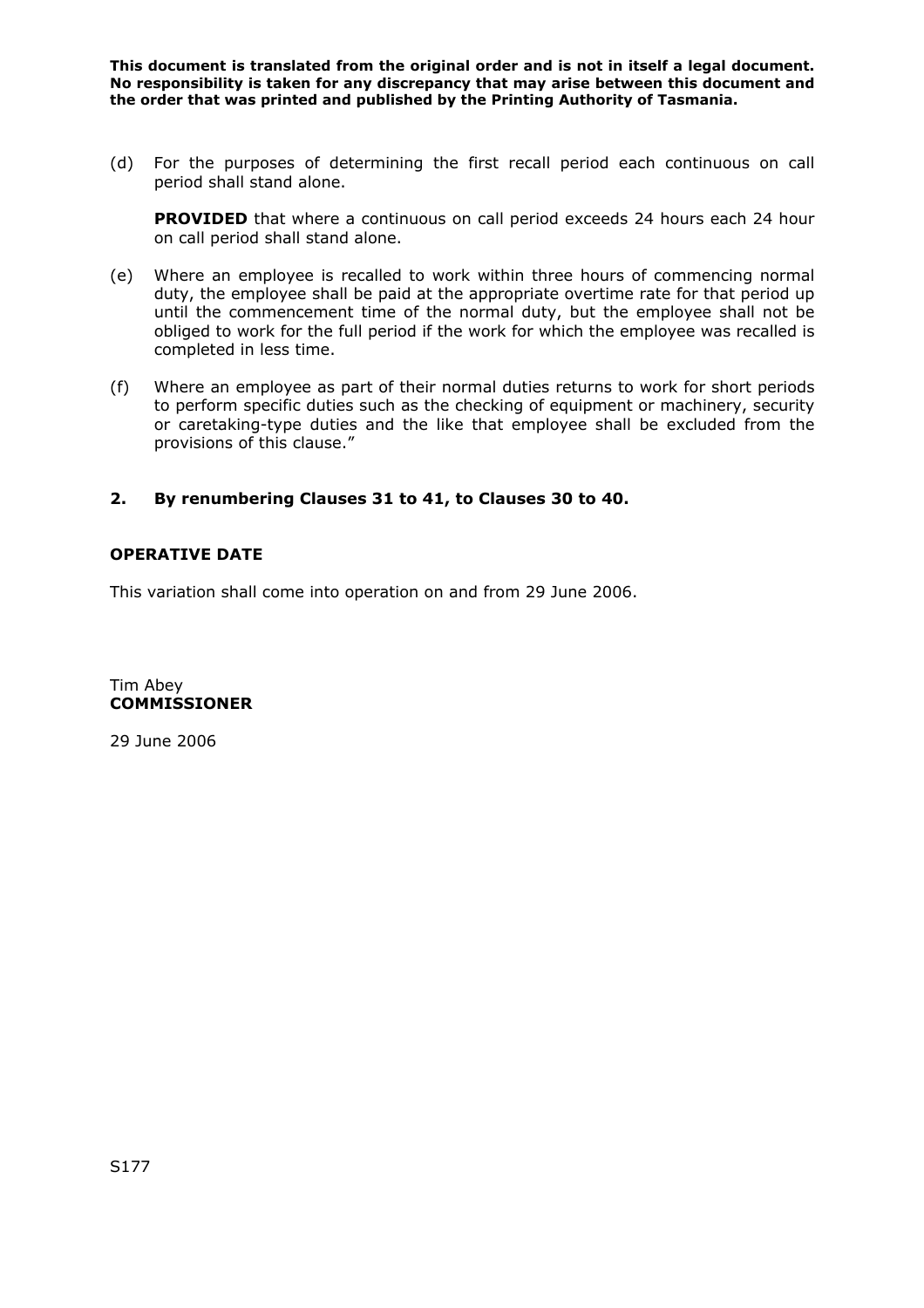**This document is translated from the original order and is not in itself a legal document. No responsibility is taken for any discrepancy that may arise between this document and the order that was printed and published by the Printing Authority of Tasmania.**

(d) For the purposes of determining the first recall period each continuous on call period shall stand alone.

**PROVIDED** that where a continuous on call period exceeds 24 hours each 24 hour on call period shall stand alone.

(e) Where an employee is recalled to work within three hours of commencing normal duty, the employee shall be paid at the appropriate overtime rate for that period up until the commencement time of the normal duty, but the employee shall not be obliged to work for the full period if the work for which the employee was recalled is completed in less time.

(f) Where an employee as part of their normal duties returns to work for short periods to perform specific duties such as the checking of equipment or machinery, security or caretaking-type duties and the like that employee shall be excluded from the provisions of this clause."

**2. By renumbering Clauses 31 to 41, to Clauses 30 to 40.**

**OPERATIVE DATE**

This variation shall come into operation on and from 29 June 2006.

Tim Abey
**COMMISSIONER**

29 June 2006

S177